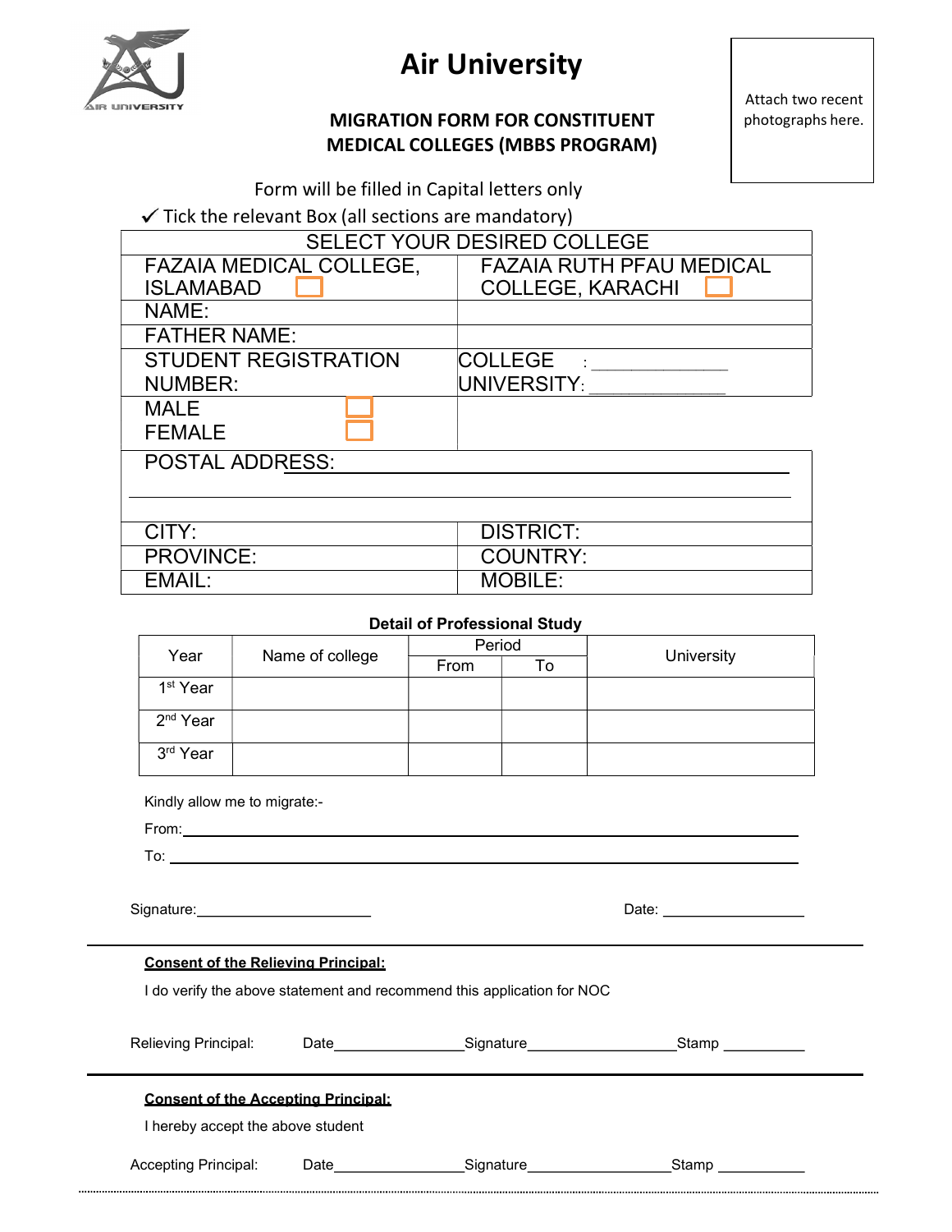# Air University

## MIGRATION FORM FOR CONSTITUENT MEDICAL COLLEGES (MBBS PROGRAM)

Attach two recent photographs here.

Form will be filled in Capital letters only

✓ Tick the relevant Box (all sections are mandatory)

| SELECT YOUR DESIRED COLLEGE | |
|---|---|
| FAZAIA MEDICAL COLLEGE, ISLAMABAD ☐ | FAZAIA RUTH PFAU MEDICAL COLLEGE, KARACHI ☐ |
| NAME: | |
| FATHER NAME: | |
| STUDENT REGISTRATION NUMBER: | COLLEGE : ____________ UNIVERSITY: ____________ |
| MALE ☐ FEMALE ☐ | |
| POSTAL ADDRESS: ________________________________ | |
| CITY: | DISTRICT: |
| PROVINCE: | COUNTRY: |
| EMAIL: | MOBILE: |

**Detail of Professional Study**

| Year | Name of college | Period | | University |
|---|---|---|---|---|
| | | From | To | |
| 1st Year | | | | |
| 2nd Year | | | | |
| 3rd Year | | | | |

Kindly allow me to migrate:-

From: ____________________________________________

To: ____________________________________________

Signature: ______________________ Date: __________________

---

**Consent of the Relieving Principal:**

I do verify the above statement and recommend this application for NOC

Relieving Principal: Date________________Signature__________________Stamp __________

---

**Consent of the Accepting Principal:**

I hereby accept the above student

Accepting Principal: Date________________Signature_________________Stamp ___________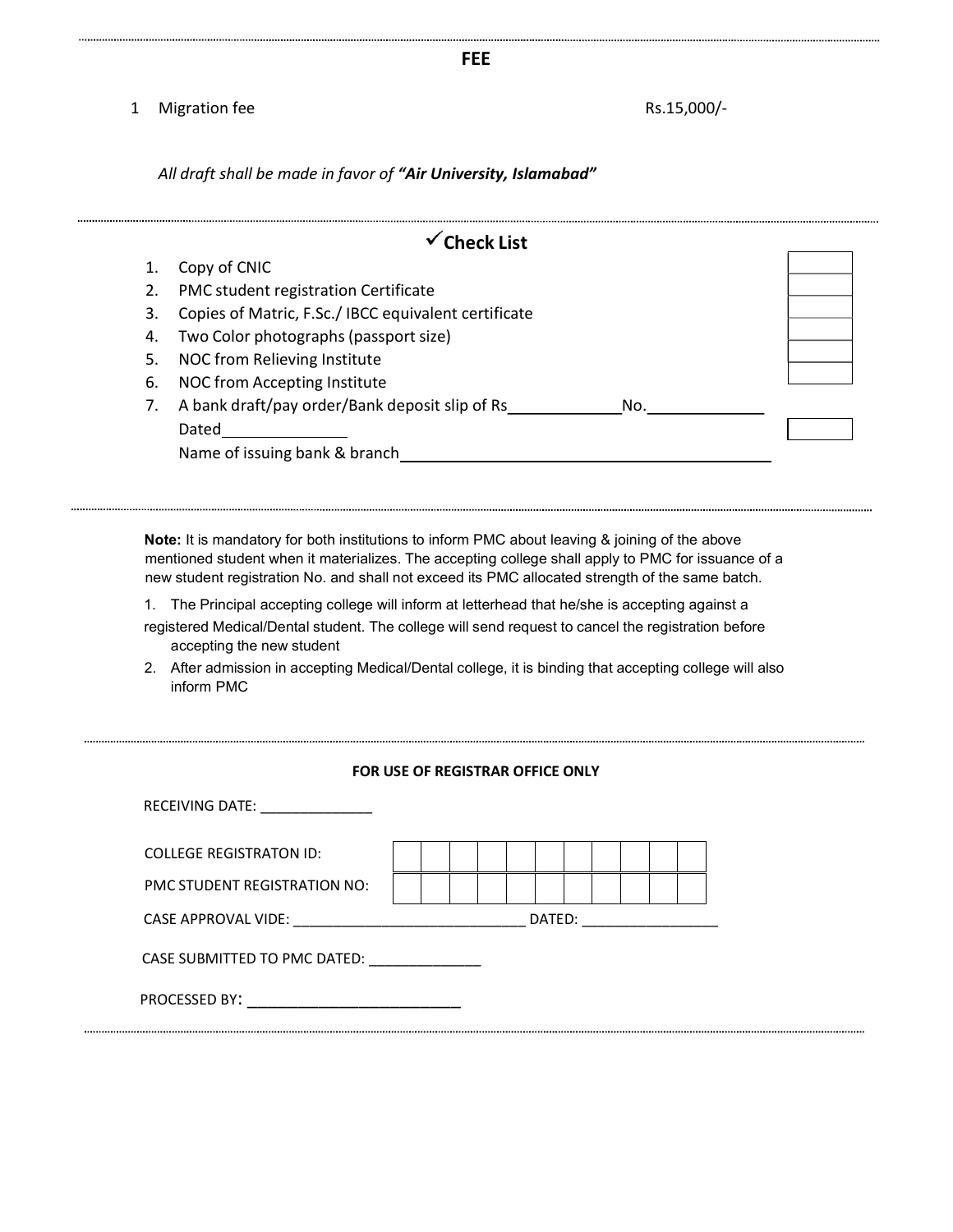## FEE

1 Migration fee Rs.15,000/-

*All draft shall be made in favor of **"Air University, Islamabad"***

---

## ✓Check List

1. Copy of CNIC ☐
2. PMC student registration Certificate ☐
3. Copies of Matric, F.Sc./ IBCC equivalent certificate ☐
4. Two Color photographs (passport size) ☐
5. NOC from Relieving Institute ☐
6. NOC from Accepting Institute ☐
7. A bank draft/pay order/Bank deposit slip of Rs_____________No._____________
   Dated______________ ☐
   Name of issuing bank & branch__________________________________________

---

**Note:** It is mandatory for both institutions to inform PMC about leaving & joining of the above mentioned student when it materializes. The accepting college shall apply to PMC for issuance of a new student registration No. and shall not exceed its PMC allocated strength of the same batch.

1. The Principal accepting college will inform at letterhead that he/she is accepting against a registered Medical/Dental student. The college will send request to cancel the registration before accepting the new student
2. After admission in accepting Medical/Dental college, it is binding that accepting college will also inform PMC

---

**FOR USE OF REGISTRAR OFFICE ONLY**

RECEIVING DATE: ______________

COLLEGE REGISTRATON ID: ☐☐☐☐☐☐☐☐☐☐☐

PMC STUDENT REGISTRATION NO: ☐☐☐☐☐☐☐☐☐☐☐

CASE APPROVAL VIDE: _____________________________ DATED: _________________

CASE SUBMITTED TO PMC DATED: ______________

PROCESSED BY: ___________________________

---